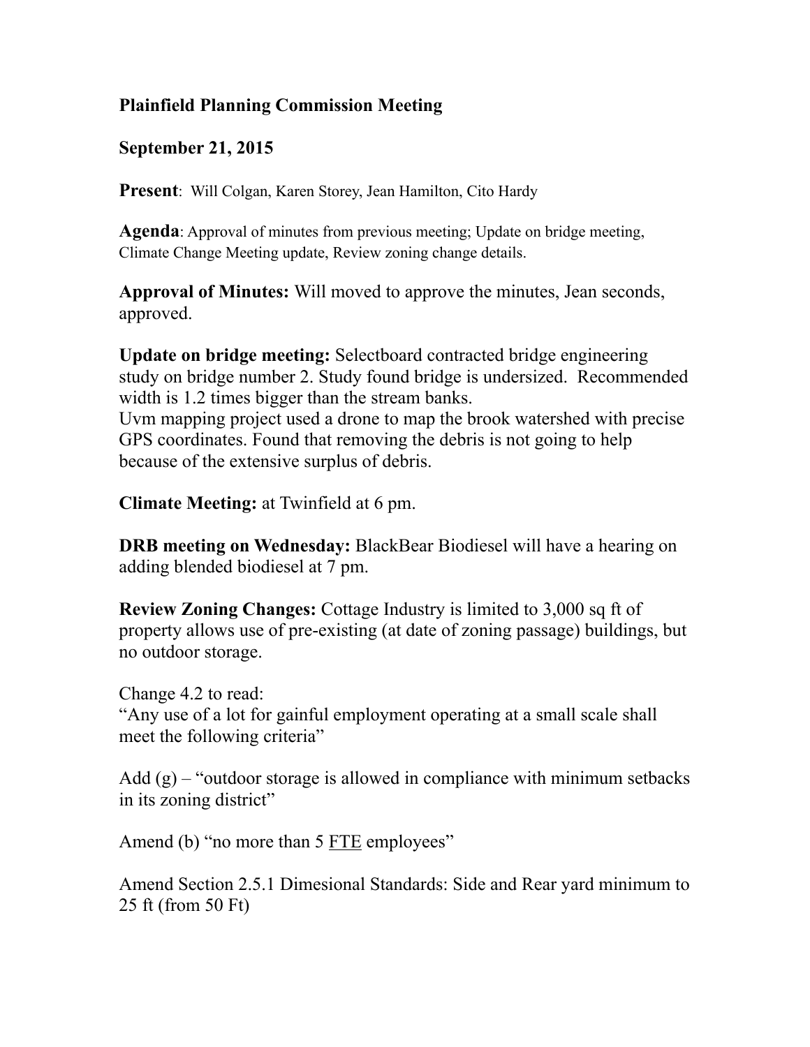**Plainfield Planning Commission Meeting**

**September 21, 2015**

**Present**: Will Colgan, Karen Storey, Jean Hamilton, Cito Hardy

**Agenda**: Approval of minutes from previous meeting; Update on bridge meeting, Climate Change Meeting update, Review zoning change details.

**Approval of Minutes:** Will moved to approve the minutes, Jean seconds, approved.

**Update on bridge meeting:** Selectboard contracted bridge engineering study on bridge number 2. Study found bridge is undersized. Recommended width is 1.2 times bigger than the stream banks.
Uvm mapping project used a drone to map the brook watershed with precise GPS coordinates. Found that removing the debris is not going to help because of the extensive surplus of debris.

**Climate Meeting:** at Twinfield at 6 pm.

**DRB meeting on Wednesday:** BlackBear Biodiesel will have a hearing on adding blended biodiesel at 7 pm.

**Review Zoning Changes:** Cottage Industry is limited to 3,000 sq ft of property allows use of pre-existing (at date of zoning passage) buildings, but no outdoor storage.

Change 4.2 to read:
"Any use of a lot for gainful employment operating at a small scale shall meet the following criteria"

Add (g) – "outdoor storage is allowed in compliance with minimum setbacks in its zoning district"

Amend (b) "no more than 5 <u>FTE</u> employees"

Amend Section 2.5.1 Dimesional Standards: Side and Rear yard minimum to 25 ft (from 50 Ft)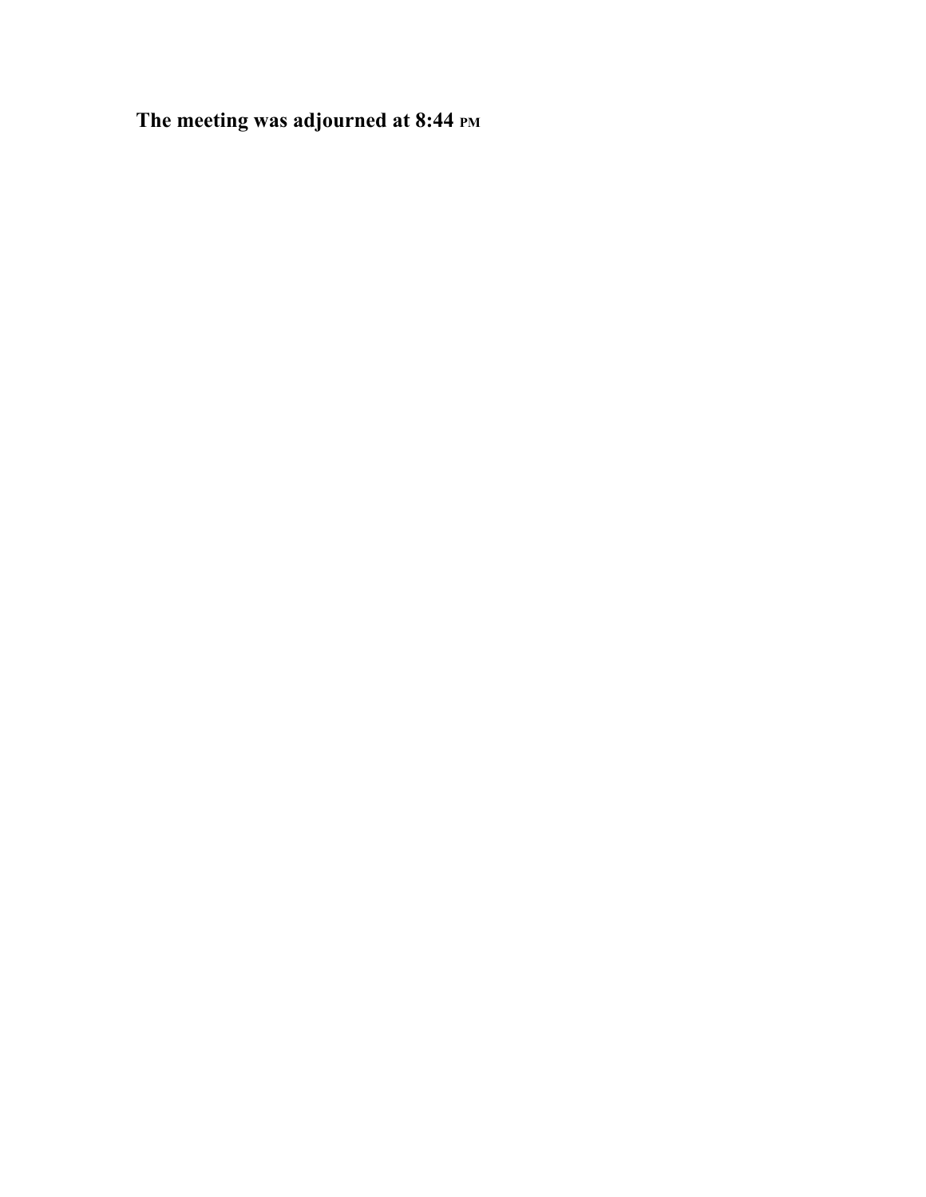**The meeting was adjourned at 8:44 PM**